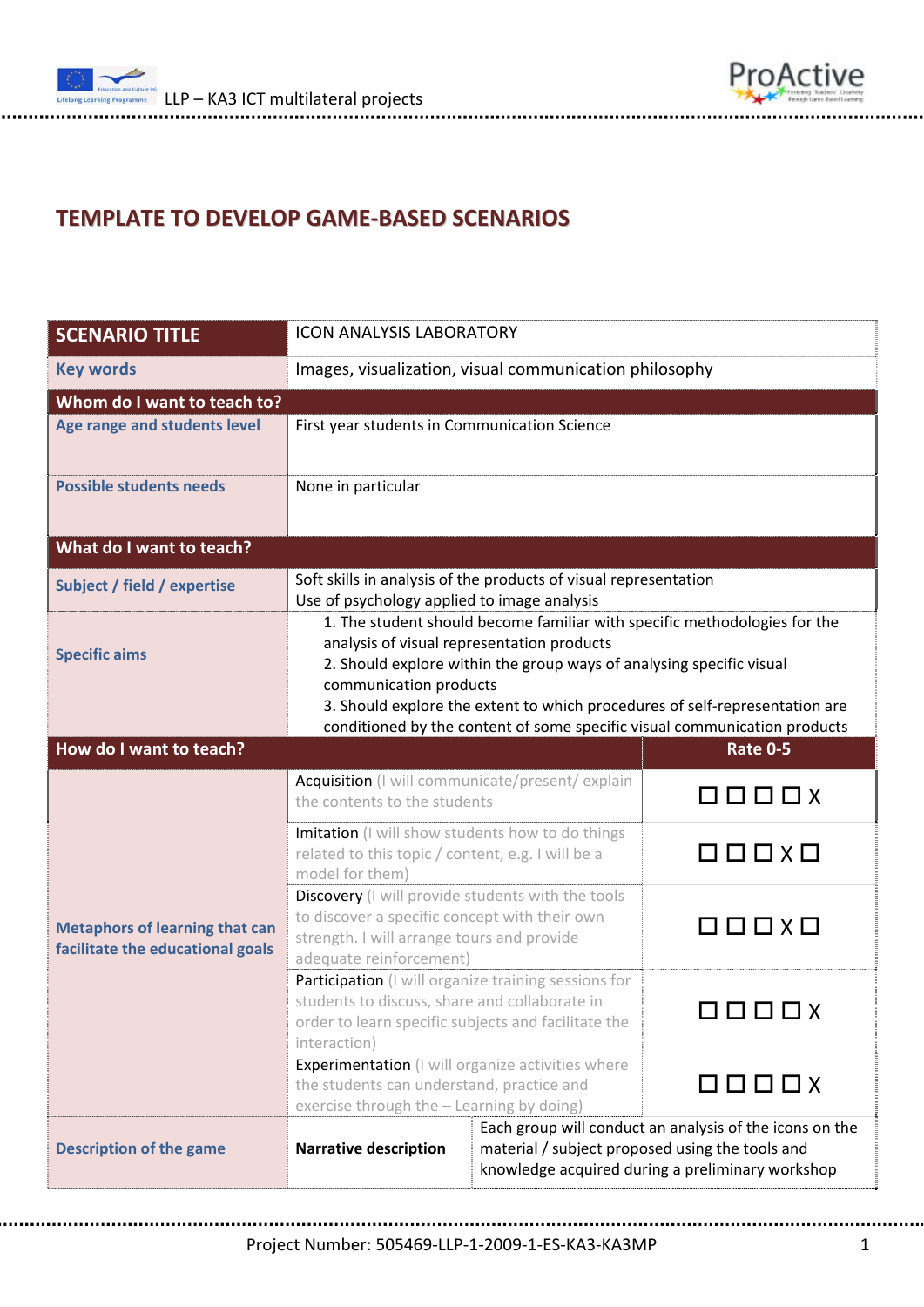# TEMPLATE TO DEVELOP GAME-BASED SCENARIOS

| **SCENARIO TITLE** | ICON ANALYSIS LABORATORY | |
|---|---|---|
| **Key words** | Images, visualization, visual communication philosophy | |
| **Whom do I want to teach to?** | | |
| **Age range and students level** | First year students in Communication Science | |
| **Possible students needs** | None in particular | |
| **What do I want to teach?** | | |
| **Subject / field / expertise** | Soft skills in analysis of the products of visual representation<br>Use of psychology applied to image analysis | |
| **Specific aims** | 1. The student should become familiar with specific methodologies for the analysis of visual representation products<br>2. Should explore within the group ways of analysing specific visual communication products<br>3. Should explore the extent to which procedures of self-representation are conditioned by the content of some specific visual communication products | |
| **How do I want to teach?** | | **Rate 0-5** |
| **Metaphors of learning that can facilitate the educational goals** | Acquisition (I will communicate/present/ explain the contents to the students | ☐ ☐ ☐ ☐ X |
| | Imitation (I will show students how to do things related to this topic / content, e.g. I will be a model for them) | ☐ ☐ ☐ X ☐ |
| | Discovery (I will provide students with the tools to discover a specific concept with their own strength. I will arrange tours and provide adequate reinforcement) | ☐ ☐ ☐ X ☐ |
| | Participation (I will organize training sessions for students to discuss, share and collaborate in order to learn specific subjects and facilitate the interaction) | ☐ ☐ ☐ ☐ X |
| | Experimentation (I will organize activities where the students can understand, practice and exercise through the – Learning by doing) | ☐ ☐ ☐ ☐ X |
| **Description of the game** | **Narrative description** | Each group will conduct an analysis of the icons on the material / subject proposed using the tools and knowledge acquired during a preliminary workshop |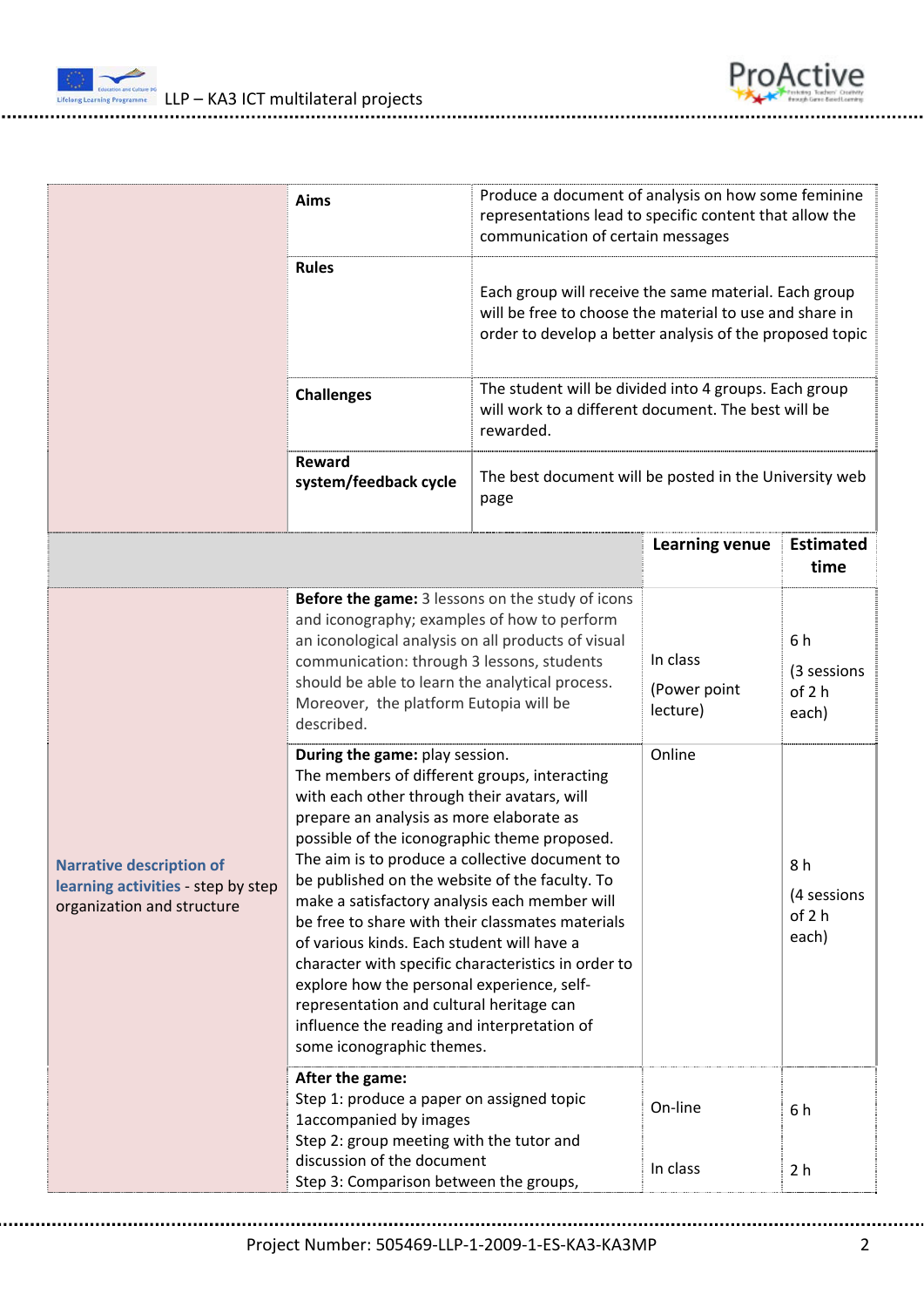| | | | | |
|---|---|---|---|---|
| | **Aims** | Produce a document of analysis on how some feminine representations lead to specific content that allow the communication of certain messages | | |
| | **Rules** | Each group will receive the same material. Each group will be free to choose the material to use and share in order to develop a better analysis of the proposed topic | | |
| | **Challenges** | The student will be divided into 4 groups. Each group will work to a different document. The best will be rewarded. | | |
| | **Reward system/feedback cycle** | The best document will be posted in the University web page | | |
| | | | **Learning venue** | **Estimated time** |
| **Narrative description of learning activities** - step by step organization and structure | **Before the game:** 3 lessons on the study of icons and iconography; examples of how to perform an iconological analysis on all products of visual communication: through 3 lessons, students should be able to learn the analytical process. Moreover, the platform Eutopia will be described. | | In class<br><br>(Power point lecture) | 6 h<br><br>(3 sessions of 2 h each) |
| | **During the game:** play session.<br>The members of different groups, interacting with each other through their avatars, will prepare an analysis as more elaborate as possible of the iconographic theme proposed. The aim is to produce a collective document to be published on the website of the faculty. To make a satisfactory analysis each member will be free to share with their classmates materials of various kinds. Each student will have a character with specific characteristics in order to explore how the personal experience, self-representation and cultural heritage can influence the reading and interpretation of some iconographic themes. | | Online | 8 h<br><br>(4 sessions of 2 h each) |
| | **After the game:**<br>Step 1: produce a paper on assigned topic 1accompanied by images<br>Step 2: group meeting with the tutor and discussion of the document<br>Step 3: Comparison between the groups, | | On-line<br><br>In class | 6 h<br><br>2 h |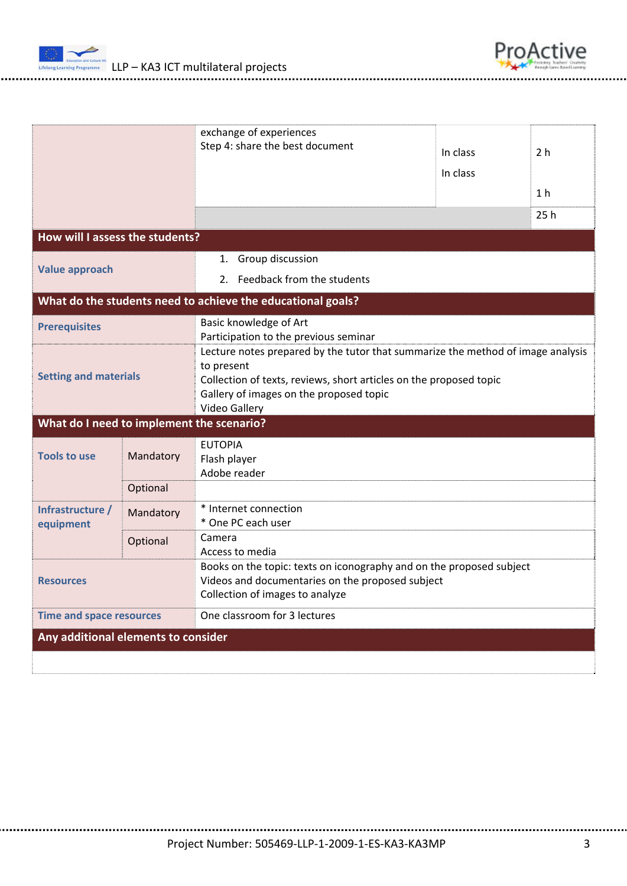| | | | |
|---|---|---|---|
| | exchange of experiences<br>Step 4: share the best document | In class<br>In class | 2 h<br>1 h |
| | | | 25 h |

## How will I assess the students?

| | |
|---|---|
| **Value approach** | 1. Group discussion<br>2. Feedback from the students |

## What do the students need to achieve the educational goals?

| | |
|---|---|
| **Prerequisites** | Basic knowledge of Art<br>Participation to the previous seminar |
| **Setting and materials** | Lecture notes prepared by the tutor that summarize the method of image analysis to present<br>Collection of texts, reviews, short articles on the proposed topic<br>Gallery of images on the proposed topic<br>Video Gallery |

## What do I need to implement the scenario?

| | | |
|---|---|---|
| **Tools to use** | Mandatory | EUTOPIA<br>Flash player<br>Adobe reader |
| | Optional | |
| **Infrastructure / equipment** | Mandatory | * Internet connection<br>* One PC each user |
| | Optional | Camera<br>Access to media |
| **Resources** | | Books on the topic: texts on iconography and on the proposed subject<br>Videos and documentaries on the proposed subject<br>Collection of images to analyze |
| **Time and space resources** | | One classroom for 3 lectures |

## Any additional elements to consider